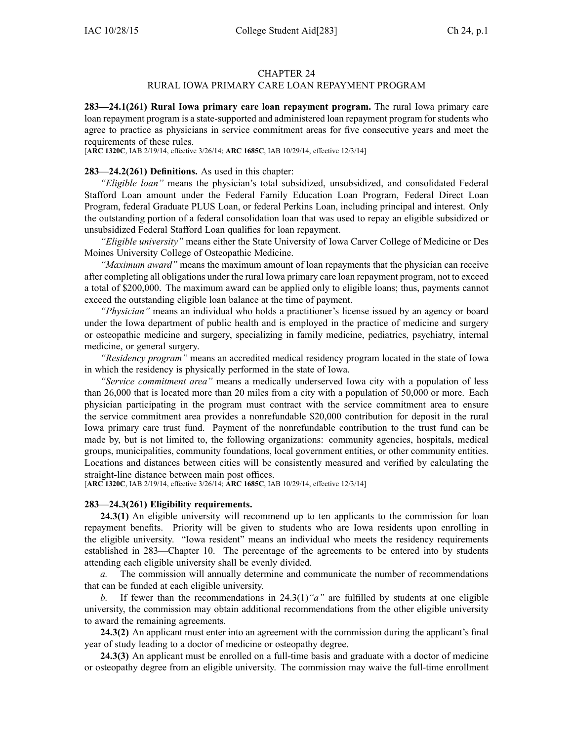# CHAPTER 24
## RURAL IOWA PRIMARY CARE LOAN REPAYMENT PROGRAM

**283—24.1(261) Rural Iowa primary care loan repayment program.** The rural Iowa primary care loan repayment program is a state-supported and administered loan repayment program for students who agree to practice as physicians in service commitment areas for five consecutive years and meet the requirements of these rules.
[**ARC 1320C**, IAB 2/19/14, effective 3/26/14; **ARC 1685C**, IAB 10/29/14, effective 12/3/14]

**283—24.2(261) Definitions.** As used in this chapter:

*"Eligible loan"* means the physician's total subsidized, unsubsidized, and consolidated Federal Stafford Loan amount under the Federal Family Education Loan Program, Federal Direct Loan Program, federal Graduate PLUS Loan, or federal Perkins Loan, including principal and interest. Only the outstanding portion of a federal consolidation loan that was used to repay an eligible subsidized or unsubsidized Federal Stafford Loan qualifies for loan repayment.

*"Eligible university"* means either the State University of Iowa Carver College of Medicine or Des Moines University College of Osteopathic Medicine.

*"Maximum award"* means the maximum amount of loan repayments that the physician can receive after completing all obligations under the rural Iowa primary care loan repayment program, not to exceed a total of $200,000. The maximum award can be applied only to eligible loans; thus, payments cannot exceed the outstanding eligible loan balance at the time of payment.

*"Physician"* means an individual who holds a practitioner's license issued by an agency or board under the Iowa department of public health and is employed in the practice of medicine and surgery or osteopathic medicine and surgery, specializing in family medicine, pediatrics, psychiatry, internal medicine, or general surgery.

*"Residency program"* means an accredited medical residency program located in the state of Iowa in which the residency is physically performed in the state of Iowa.

*"Service commitment area"* means a medically underserved Iowa city with a population of less than 26,000 that is located more than 20 miles from a city with a population of 50,000 or more. Each physician participating in the program must contract with the service commitment area to ensure the service commitment area provides a nonrefundable $20,000 contribution for deposit in the rural Iowa primary care trust fund. Payment of the nonrefundable contribution to the trust fund can be made by, but is not limited to, the following organizations: community agencies, hospitals, medical groups, municipalities, community foundations, local government entities, or other community entities. Locations and distances between cities will be consistently measured and verified by calculating the straight-line distance between main post offices.
[**ARC 1320C**, IAB 2/19/14, effective 3/26/14; **ARC 1685C**, IAB 10/29/14, effective 12/3/14]

**283—24.3(261) Eligibility requirements.**

**24.3(1)** An eligible university will recommend up to ten applicants to the commission for loan repayment benefits. Priority will be given to students who are Iowa residents upon enrolling in the eligible university. "Iowa resident" means an individual who meets the residency requirements established in 283—Chapter 10. The percentage of the agreements to be entered into by students attending each eligible university shall be evenly divided.

*a.* The commission will annually determine and communicate the number of recommendations that can be funded at each eligible university.

*b.* If fewer than the recommendations in 24.3(1)*"a"* are fulfilled by students at one eligible university, the commission may obtain additional recommendations from the other eligible university to award the remaining agreements.

**24.3(2)** An applicant must enter into an agreement with the commission during the applicant's final year of study leading to a doctor of medicine or osteopathy degree.

**24.3(3)** An applicant must be enrolled on a full-time basis and graduate with a doctor of medicine or osteopathy degree from an eligible university. The commission may waive the full-time enrollment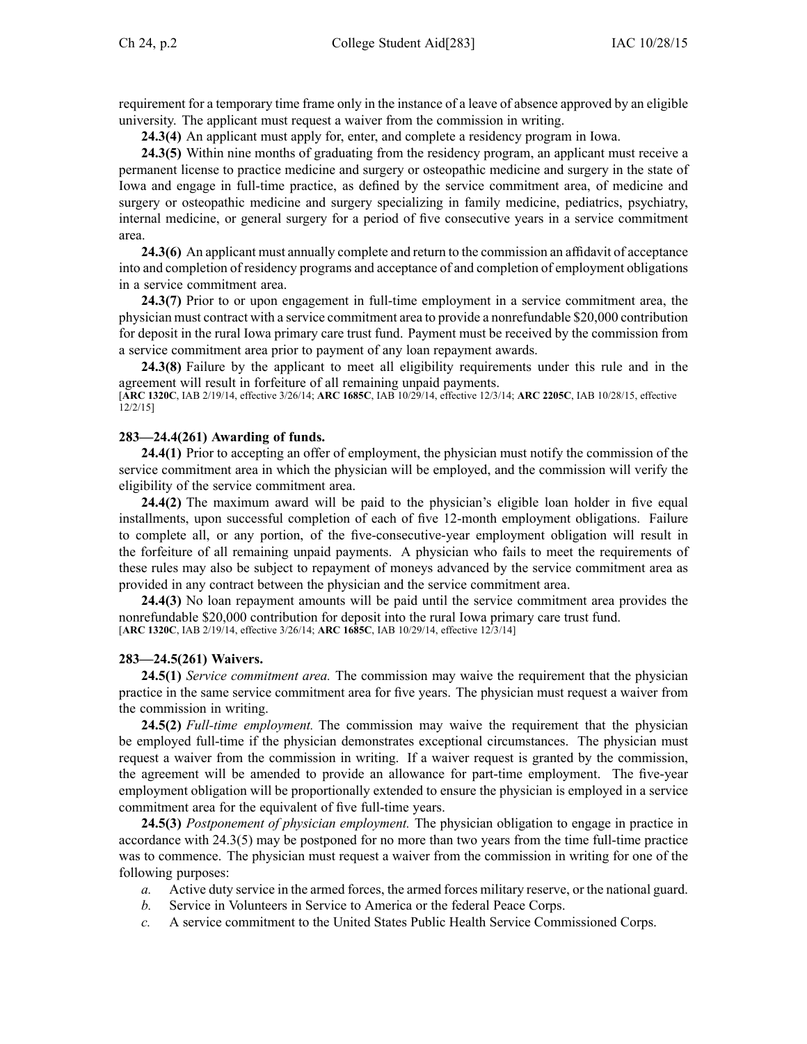requirement for a temporary time frame only in the instance of a leave of absence approved by an eligible university. The applicant must request a waiver from the commission in writing.

**24.3(4)** An applicant must apply for, enter, and complete a residency program in Iowa.

**24.3(5)** Within nine months of graduating from the residency program, an applicant must receive a permanent license to practice medicine and surgery or osteopathic medicine and surgery in the state of Iowa and engage in full-time practice, as defined by the service commitment area, of medicine and surgery or osteopathic medicine and surgery specializing in family medicine, pediatrics, psychiatry, internal medicine, or general surgery for a period of five consecutive years in a service commitment area.

**24.3(6)** An applicant must annually complete and return to the commission an affidavit of acceptance into and completion of residency programs and acceptance of and completion of employment obligations in a service commitment area.

**24.3(7)** Prior to or upon engagement in full-time employment in a service commitment area, the physician must contract with a service commitment area to provide a nonrefundable $20,000 contribution for deposit in the rural Iowa primary care trust fund. Payment must be received by the commission from a service commitment area prior to payment of any loan repayment awards.

**24.3(8)** Failure by the applicant to meet all eligibility requirements under this rule and in the agreement will result in forfeiture of all remaining unpaid payments.

[**ARC 1320C**, IAB 2/19/14, effective 3/26/14; **ARC 1685C**, IAB 10/29/14, effective 12/3/14; **ARC 2205C**, IAB 10/28/15, effective 12/2/15]

**283—24.4(261) Awarding of funds.**

**24.4(1)** Prior to accepting an offer of employment, the physician must notify the commission of the service commitment area in which the physician will be employed, and the commission will verify the eligibility of the service commitment area.

**24.4(2)** The maximum award will be paid to the physician's eligible loan holder in five equal installments, upon successful completion of each of five 12-month employment obligations. Failure to complete all, or any portion, of the five-consecutive-year employment obligation will result in the forfeiture of all remaining unpaid payments. A physician who fails to meet the requirements of these rules may also be subject to repayment of moneys advanced by the service commitment area as provided in any contract between the physician and the service commitment area.

**24.4(3)** No loan repayment amounts will be paid until the service commitment area provides the nonrefundable $20,000 contribution for deposit into the rural Iowa primary care trust fund.

[**ARC 1320C**, IAB 2/19/14, effective 3/26/14; **ARC 1685C**, IAB 10/29/14, effective 12/3/14]

**283—24.5(261) Waivers.**

**24.5(1)** *Service commitment area.* The commission may waive the requirement that the physician practice in the same service commitment area for five years. The physician must request a waiver from the commission in writing.

**24.5(2)** *Full-time employment.* The commission may waive the requirement that the physician be employed full-time if the physician demonstrates exceptional circumstances. The physician must request a waiver from the commission in writing. If a waiver request is granted by the commission, the agreement will be amended to provide an allowance for part-time employment. The five-year employment obligation will be proportionally extended to ensure the physician is employed in a service commitment area for the equivalent of five full-time years.

**24.5(3)** *Postponement of physician employment.* The physician obligation to engage in practice in accordance with 24.3(5) may be postponed for no more than two years from the time full-time practice was to commence. The physician must request a waiver from the commission in writing for one of the following purposes:

*a.* Active duty service in the armed forces, the armed forces military reserve, or the national guard.

*b.* Service in Volunteers in Service to America or the federal Peace Corps.

*c.* A service commitment to the United States Public Health Service Commissioned Corps.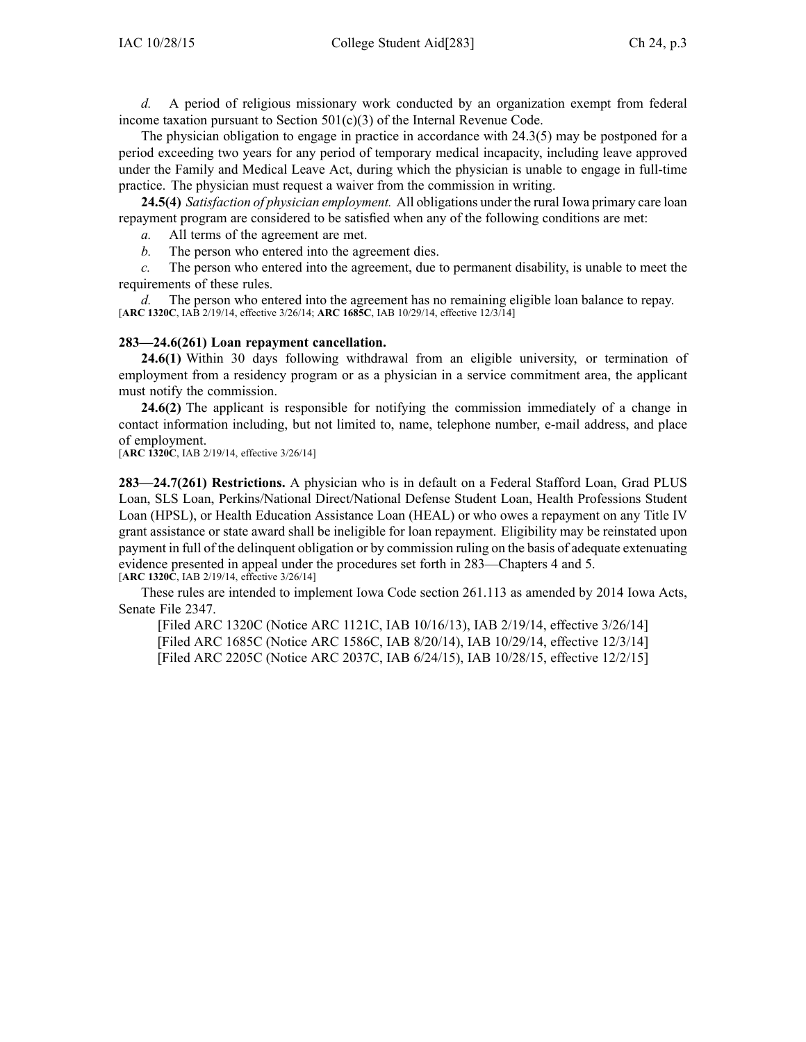*d.* A period of religious missionary work conducted by an organization exempt from federal income taxation pursuant to Section 501(c)(3) of the Internal Revenue Code.

The physician obligation to engage in practice in accordance with 24.3(5) may be postponed for a period exceeding two years for any period of temporary medical incapacity, including leave approved under the Family and Medical Leave Act, during which the physician is unable to engage in full-time practice. The physician must request a waiver from the commission in writing.

**24.5(4)** *Satisfaction of physician employment.* All obligations under the rural Iowa primary care loan repayment program are considered to be satisfied when any of the following conditions are met:

*a.* All terms of the agreement are met.

*b.* The person who entered into the agreement dies.

*c.* The person who entered into the agreement, due to permanent disability, is unable to meet the requirements of these rules.

*d.* The person who entered into the agreement has no remaining eligible loan balance to repay.

[**ARC 1320C**, IAB 2/19/14, effective 3/26/14; **ARC 1685C**, IAB 10/29/14, effective 12/3/14]

**283—24.6(261) Loan repayment cancellation.**

**24.6(1)** Within 30 days following withdrawal from an eligible university, or termination of employment from a residency program or as a physician in a service commitment area, the applicant must notify the commission.

**24.6(2)** The applicant is responsible for notifying the commission immediately of a change in contact information including, but not limited to, name, telephone number, e-mail address, and place of employment.

[**ARC 1320C**, IAB 2/19/14, effective 3/26/14]

**283—24.7(261) Restrictions.** A physician who is in default on a Federal Stafford Loan, Grad PLUS Loan, SLS Loan, Perkins/National Direct/National Defense Student Loan, Health Professions Student Loan (HPSL), or Health Education Assistance Loan (HEAL) or who owes a repayment on any Title IV grant assistance or state award shall be ineligible for loan repayment. Eligibility may be reinstated upon payment in full of the delinquent obligation or by commission ruling on the basis of adequate extenuating evidence presented in appeal under the procedures set forth in 283—Chapters 4 and 5.

[**ARC 1320C**, IAB 2/19/14, effective 3/26/14]

These rules are intended to implement Iowa Code section 261.113 as amended by 2014 Iowa Acts, Senate File 2347.

[Filed ARC 1320C (Notice ARC 1121C, IAB 10/16/13), IAB 2/19/14, effective 3/26/14]

[Filed ARC 1685C (Notice ARC 1586C, IAB 8/20/14), IAB 10/29/14, effective 12/3/14]

[Filed ARC 2205C (Notice ARC 2037C, IAB 6/24/15), IAB 10/28/15, effective 12/2/15]